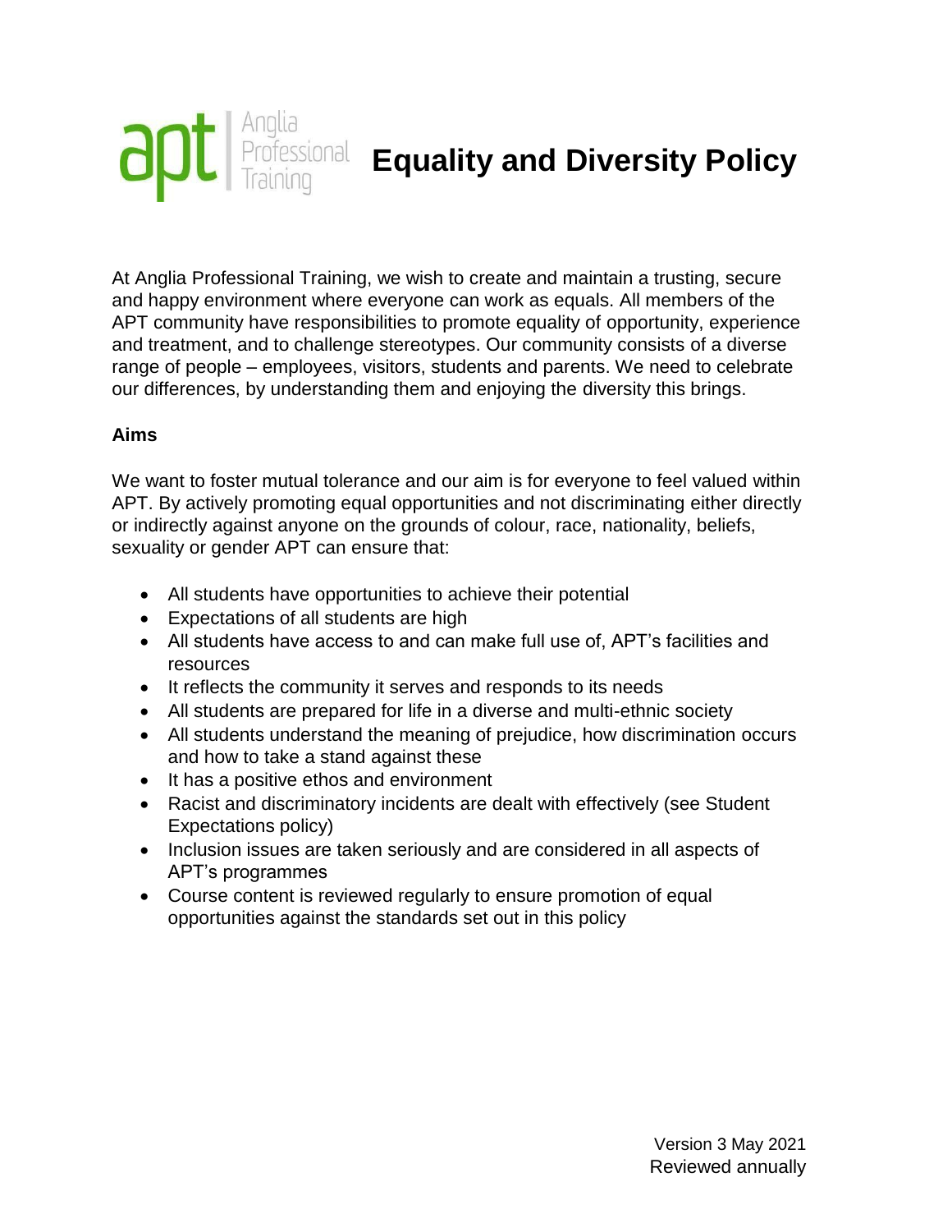# Equality and Diversity Policy

At Anglia Professional Training, we wish to create and maintain a trusting, secure and happy environment where everyone can work as equals. All members of the APT community have responsibilities to promote equality of opportunity, experience and treatment, and to challenge stereotypes. Our community consists of a diverse range of people – employees, visitors, students and parents. We need to celebrate our differences, by understanding them and enjoying the diversity this brings.

**Aims**

We want to foster mutual tolerance and our aim is for everyone to feel valued within APT. By actively promoting equal opportunities and not discriminating either directly or indirectly against anyone on the grounds of colour, race, nationality, beliefs, sexuality or gender APT can ensure that:

- All students have opportunities to achieve their potential
- Expectations of all students are high
- All students have access to and can make full use of, APT's facilities and resources
- It reflects the community it serves and responds to its needs
- All students are prepared for life in a diverse and multi-ethnic society
- All students understand the meaning of prejudice, how discrimination occurs and how to take a stand against these
- It has a positive ethos and environment
- Racist and discriminatory incidents are dealt with effectively (see Student Expectations policy)
- Inclusion issues are taken seriously and are considered in all aspects of APT's programmes
- Course content is reviewed regularly to ensure promotion of equal opportunities against the standards set out in this policy

Version 3 May 2021
Reviewed annually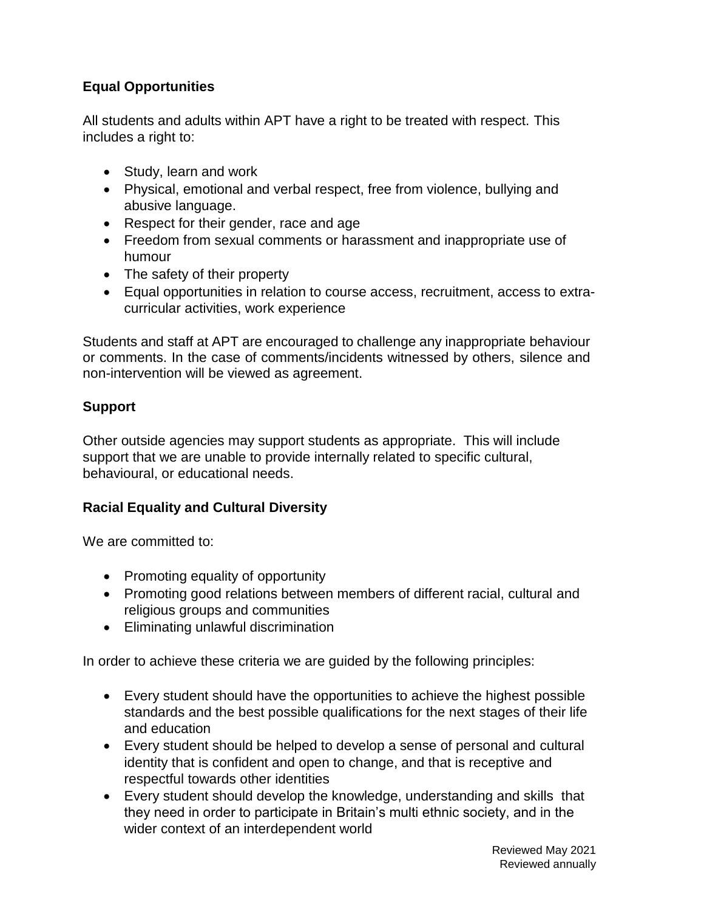**Equal Opportunities**

All students and adults within APT have a right to be treated with respect. This includes a right to:

- Study, learn and work
- Physical, emotional and verbal respect, free from violence, bullying and abusive language.
- Respect for their gender, race and age
- Freedom from sexual comments or harassment and inappropriate use of humour
- The safety of their property
- Equal opportunities in relation to course access, recruitment, access to extra-curricular activities, work experience

Students and staff at APT are encouraged to challenge any inappropriate behaviour or comments. In the case of comments/incidents witnessed by others, silence and non-intervention will be viewed as agreement.

**Support**

Other outside agencies may support students as appropriate. This will include support that we are unable to provide internally related to specific cultural, behavioural, or educational needs.

**Racial Equality and Cultural Diversity**

We are committed to:

- Promoting equality of opportunity
- Promoting good relations between members of different racial, cultural and religious groups and communities
- Eliminating unlawful discrimination

In order to achieve these criteria we are guided by the following principles:

- Every student should have the opportunities to achieve the highest possible standards and the best possible qualifications for the next stages of their life and education
- Every student should be helped to develop a sense of personal and cultural identity that is confident and open to change, and that is receptive and respectful towards other identities
- Every student should develop the knowledge, understanding and skills that they need in order to participate in Britain's multi ethnic society, and in the wider context of an interdependent world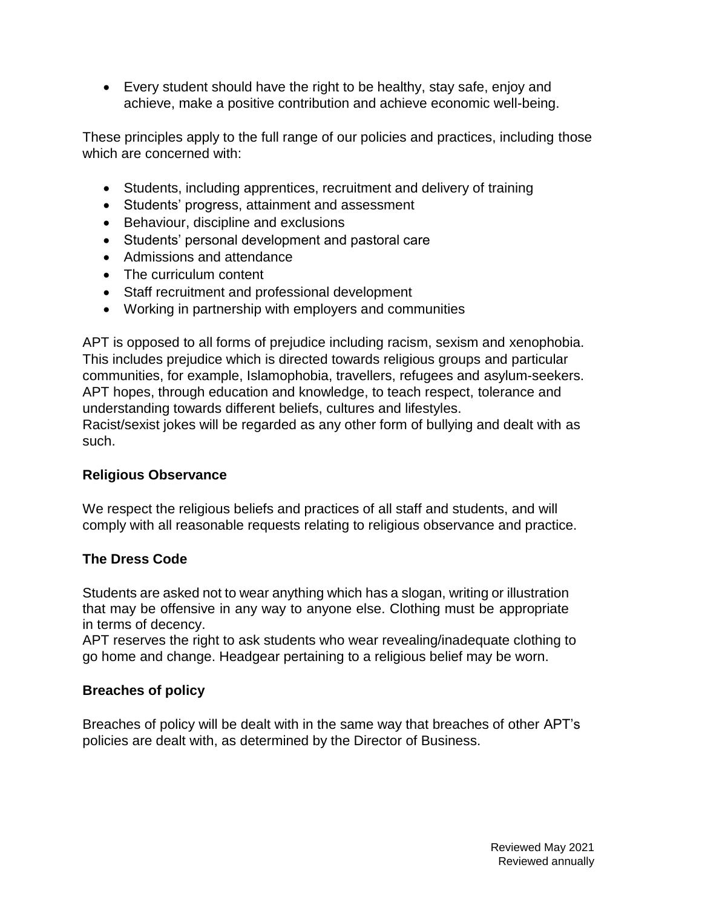- Every student should have the right to be healthy, stay safe, enjoy and achieve, make a positive contribution and achieve economic well-being.

These principles apply to the full range of our policies and practices, including those which are concerned with:

- Students, including apprentices, recruitment and delivery of training
- Students' progress, attainment and assessment
- Behaviour, discipline and exclusions
- Students' personal development and pastoral care
- Admissions and attendance
- The curriculum content
- Staff recruitment and professional development
- Working in partnership with employers and communities

APT is opposed to all forms of prejudice including racism, sexism and xenophobia. This includes prejudice which is directed towards religious groups and particular communities, for example, Islamophobia, travellers, refugees and asylum-seekers. APT hopes, through education and knowledge, to teach respect, tolerance and understanding towards different beliefs, cultures and lifestyles.
Racist/sexist jokes will be regarded as any other form of bullying and dealt with as such.

**Religious Observance**

We respect the religious beliefs and practices of all staff and students, and will comply with all reasonable requests relating to religious observance and practice.

**The Dress Code**

Students are asked not to wear anything which has a slogan, writing or illustration that may be offensive in any way to anyone else. Clothing must be appropriate in terms of decency.
APT reserves the right to ask students who wear revealing/inadequate clothing to go home and change. Headgear pertaining to a religious belief may be worn.

**Breaches of policy**

Breaches of policy will be dealt with in the same way that breaches of other APT's policies are dealt with, as determined by the Director of Business.

Reviewed May 2021
Reviewed annually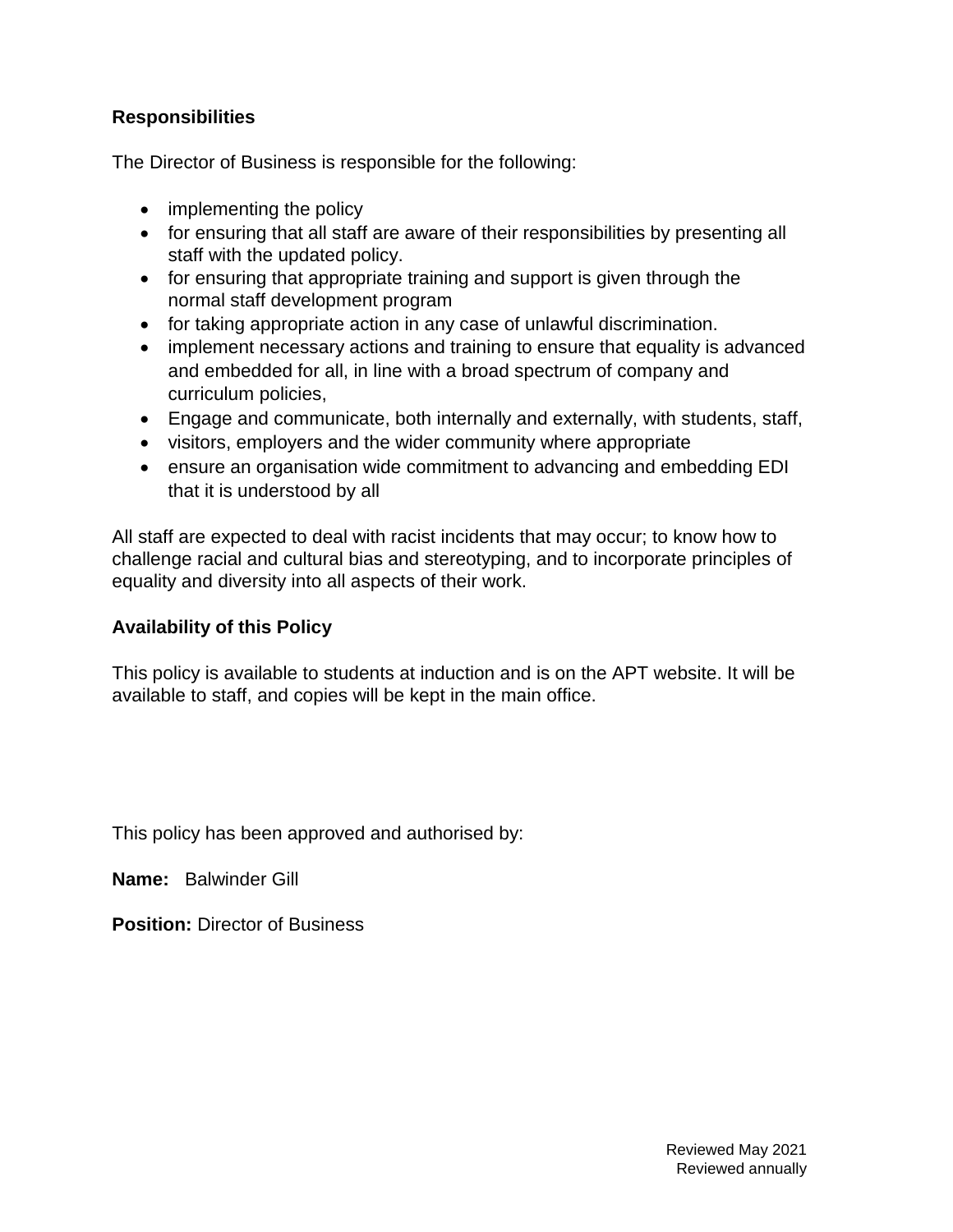**Responsibilities**

The Director of Business is responsible for the following:

- implementing the policy
- for ensuring that all staff are aware of their responsibilities by presenting all staff with the updated policy.
- for ensuring that appropriate training and support is given through the normal staff development program
- for taking appropriate action in any case of unlawful discrimination.
- implement necessary actions and training to ensure that equality is advanced and embedded for all, in line with a broad spectrum of company and curriculum policies,
- Engage and communicate, both internally and externally, with students, staff,
- visitors, employers and the wider community where appropriate
- ensure an organisation wide commitment to advancing and embedding EDI that it is understood by all

All staff are expected to deal with racist incidents that may occur; to know how to challenge racial and cultural bias and stereotyping, and to incorporate principles of equality and diversity into all aspects of their work.

**Availability of this Policy**

This policy is available to students at induction and is on the APT website. It will be available to staff, and copies will be kept in the main office.

This policy has been approved and authorised by:

**Name:** Balwinder Gill

**Position:** Director of Business

Reviewed May 2021
Reviewed annually